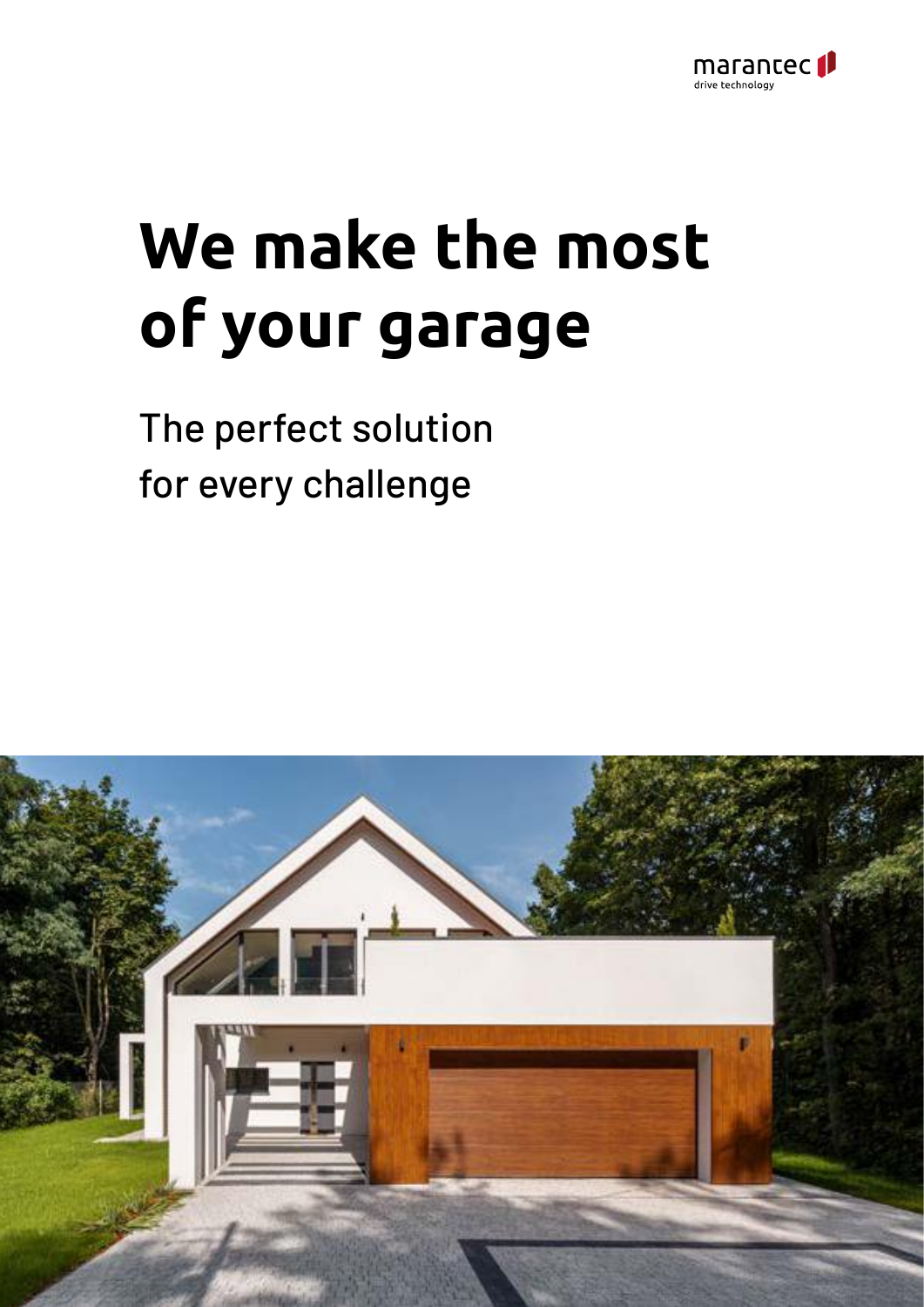marantec
drive technology

# We make the most of your garage

The perfect solution
for every challenge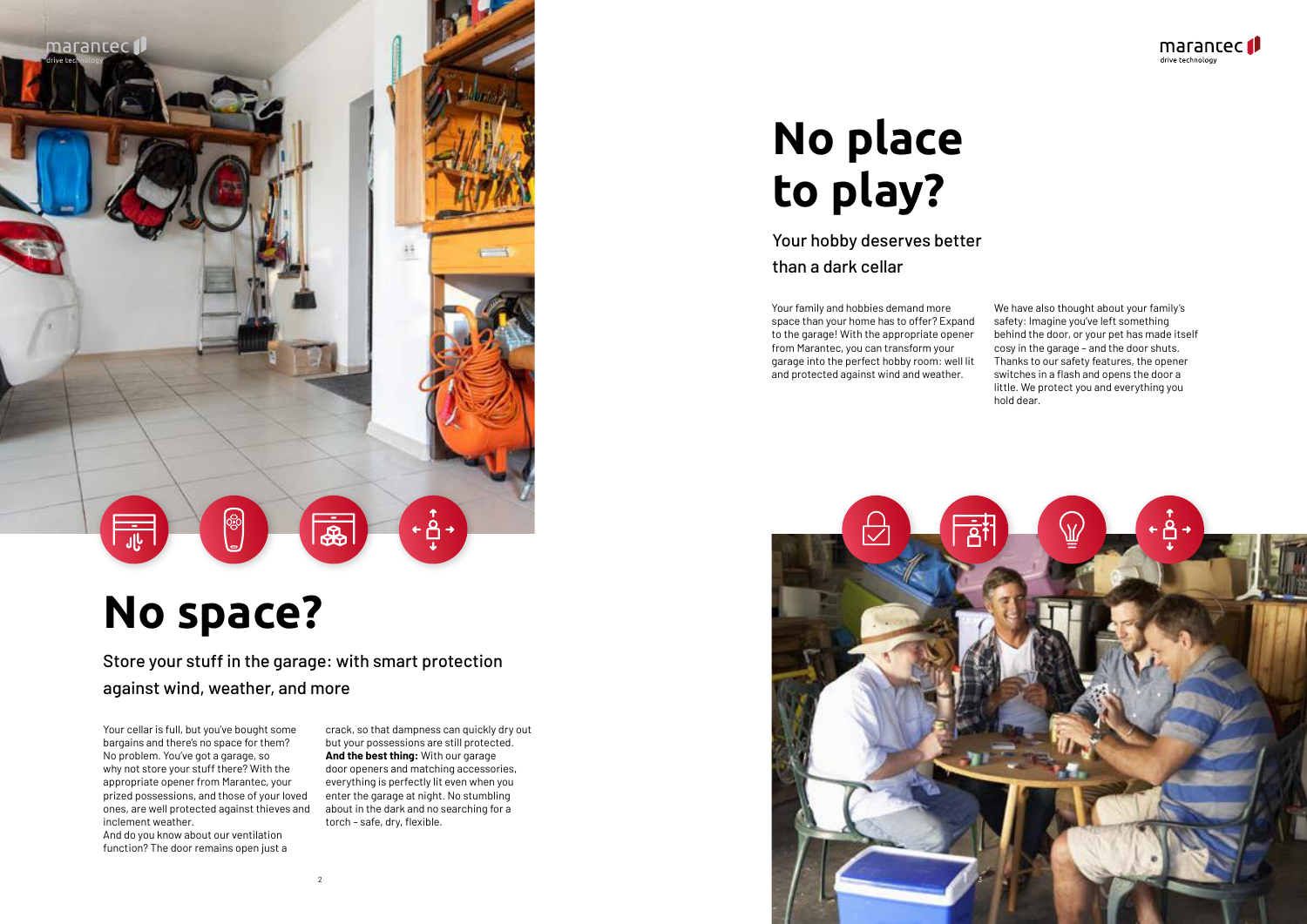# No space?

## Store your stuff in the garage: with smart protection against wind, weather, and more

Your cellar is full, but you've bought some bargains and there's no space for them? No problem. You've got a garage, so why not store your stuff there? With the appropriate opener from Marantec, your prized possessions, and those of your loved ones, are well protected against thieves and inclement weather.
And do you know about our ventilation function? The door remains open just a crack, so that dampness can quickly dry out but your possessions are still protected.
**And the best thing:** With our garage door openers and matching accessories, everything is perfectly lit even when you enter the garage at night. No stumbling about in the dark and no searching for a torch – safe, dry, flexible.

# No place to play?

## Your hobby deserves better than a dark cellar

Your family and hobbies demand more space than your home has to offer? Expand to the garage! With the appropriate opener from Marantec, you can transform your garage into the perfect hobby room: well lit and protected against wind and weather.

We have also thought about your family's safety: Imagine you've left something behind the door, or your pet has made itself cosy in the garage – and the door shuts. Thanks to our safety features, the opener switches in a flash and opens the door a little. We protect you and everything you hold dear.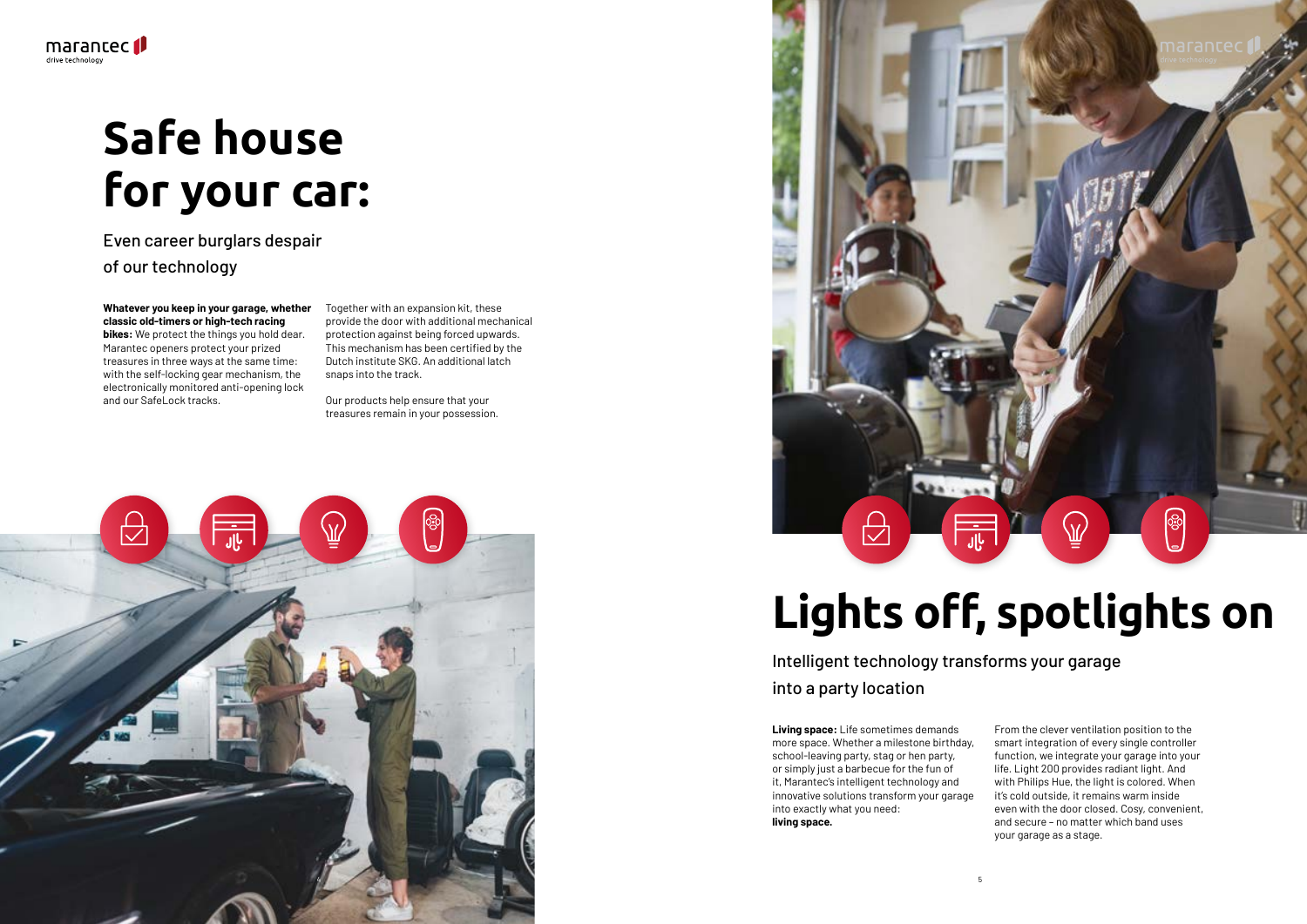# Safe house for your car:

## Even career burglars despair of our technology

**Whatever you keep in your garage, whether classic old-timers or high-tech racing bikes:** We protect the things you hold dear. Marantec openers protect your prized treasures in three ways at the same time: with the self-locking gear mechanism, the electronically monitored anti-opening lock and our SafeLock tracks.

Together with an expansion kit, these provide the door with additional mechanical protection against being forced upwards. This mechanism has been certified by the Dutch institute SKG. An additional latch snaps into the track.

Our products help ensure that your treasures remain in your possession.

# Lights off, spotlights on

## Intelligent technology transforms your garage into a party location

**Living space:** Life sometimes demands more space. Whether a milestone birthday, school-leaving party, stag or hen party, or simply just a barbecue for the fun of it, Marantec's intelligent technology and innovative solutions transform your garage into exactly what you need: **living space.**

From the clever ventilation position to the smart integration of every single controller function, we integrate your garage into your life. Light 200 provides radiant light. And with Philips Hue, the light is colored. When it's cold outside, it remains warm inside even with the door closed. Cosy, convenient, and secure – no matter which band uses your garage as a stage.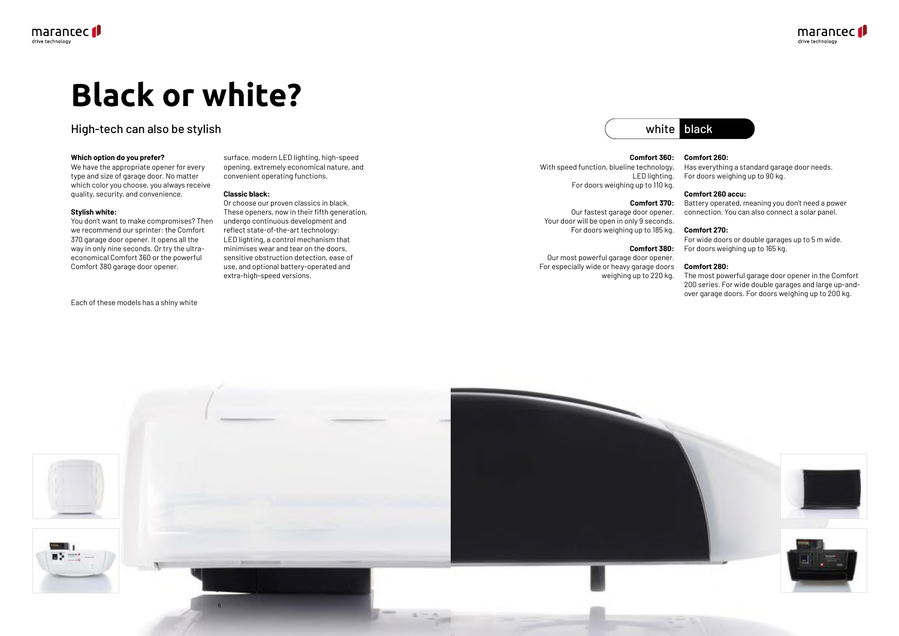# Black or white?

## High-tech can also be stylish

**Which option do you prefer?**
We have the appropriate opener for every type and size of garage door. No matter which color you choose, you always receive quality, security, and convenience.

**Stylish white:**
You don't want to make compromises? Then we recommend our sprinter: the Comfort 370 garage door opener. It opens all the way in only nine seconds. Or try the ultra-economical Comfort 360 or the powerful Comfort 380 garage door opener.

Each of these models has a shiny white surface, modern LED lighting, high-speed opening, extremely economical nature, and convenient operating functions.

**Classic black:**
Or choose our proven classics in black. These openers, now in their fifth generation, undergo continuous development and reflect state-of-the-art technology: LED lighting, a control mechanism that minimises wear and tear on the doors, sensitive obstruction detection, ease of use, and optional battery-operated and extra-high-speed versions.

white | black

**Comfort 360:**
With speed function, blueline technology, LED lighting.
For doors weighing up to 110 kg.

**Comfort 370:**
Our fastest garage door opener.
Your door will be open in only 9 seconds.
For doors weighing up to 185 kg.

**Comfort 380:**
Our most powerful garage door opener.
For especially wide or heavy garage doors weighing up to 220 kg.

**Comfort 260:**
Has everything a standard garage door needs.
For doors weighing up to 90 kg.

**Comfort 260 accu:**
Battery operated, meaning you don't need a power connection. You can also connect a solar panel.

**Comfort 270:**
For wide doors or double garages up to 5 m wide.
For doors weighing up to 165 kg.

**Comfort 280:**
The most powerful garage door opener in the Comfort 200 series. For wide double garages and large up-and-over garage doors. For doors weighing up to 200 kg.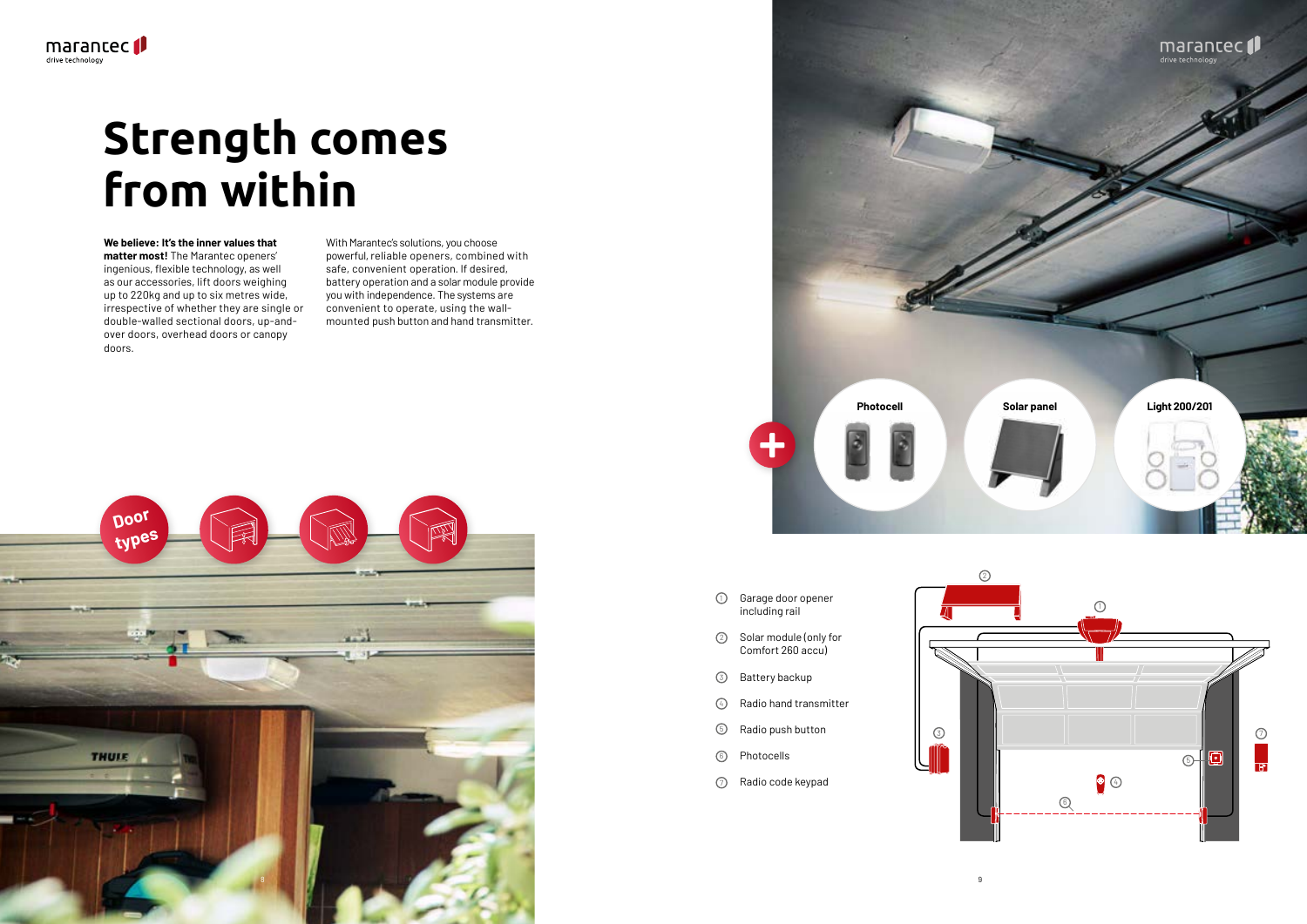# Strength comes from within

**We believe: It's the inner values that matter most!** The Marantec openers' ingenious, flexible technology, as well as our accessories, lift doors weighing up to 220kg and up to six metres wide, irrespective of whether they are single or double-walled sectional doors, up-and-over doors, overhead doors or canopy doors.

With Marantec's solutions, you choose powerful, reliable openers, combined with safe, convenient operation. If desired, battery operation and a solar module provide you with independence. The systems are convenient to operate, using the wall-mounted push button and hand transmitter.

Door types

Photocell

Solar panel

Light 200/201

1. Garage door opener including rail
2. Solar module (only for Comfort 260 accu)
3. Battery backup
4. Radio hand transmitter
5. Radio push button
6. Photocells
7. Radio code keypad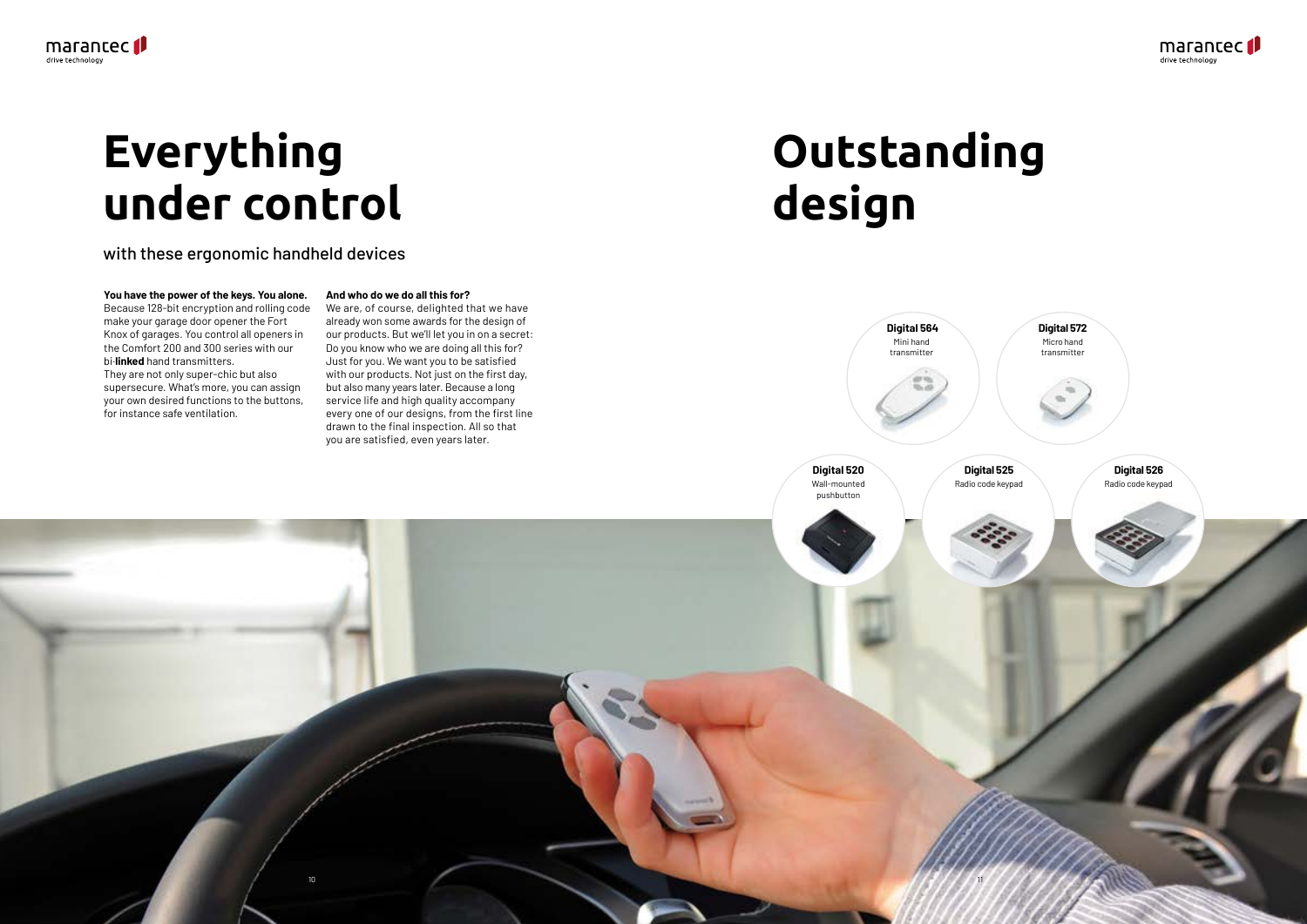# Everything under control

with these ergonomic handheld devices

**You have the power of the keys. You alone.**
Because 128-bit encryption and rolling code make your garage door opener the Fort Knox of garages. You control all openers in the Comfort 200 and 300 series with our bi-**linked** hand transmitters.
They are not only super-chic but also supersecure. What's more, you can assign your own desired functions to the buttons, for instance safe ventilation.

**And who do we do all this for?**
We are, of course, delighted that we have already won some awards for the design of our products. But we'll let you in on a secret: Do you know who we are doing all this for? Just for you. We want you to be satisfied with our products. Not just on the first day, but also many years later. Because a long service life and high quality accompany every one of our designs, from the first line drawn to the final inspection. All so that you are satisfied, even years later.

# Outstanding design

**Digital 564**
Mini hand transmitter

**Digital 572**
Micro hand transmitter

**Digital 520**
Wall-mounted pushbutton

**Digital 525**
Radio code keypad

**Digital 526**
Radio code keypad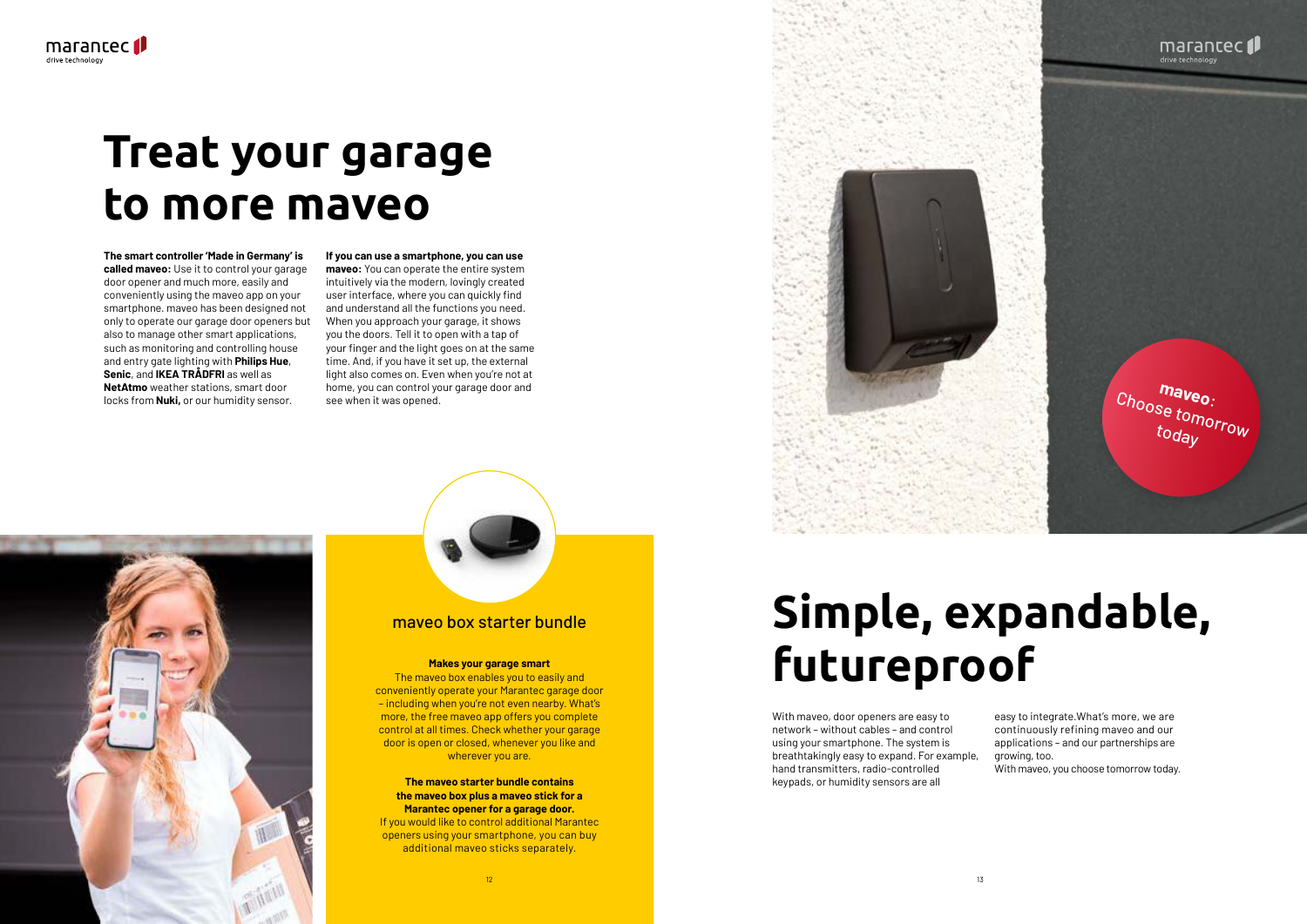# Treat your garage to more maveo

**The smart controller 'Made in Germany' is called maveo:** Use it to control your garage door opener and much more, easily and conveniently using the maveo app on your smartphone. maveo has been designed not only to operate our garage door openers but also to manage other smart applications, such as monitoring and controlling house and entry gate lighting with **Philips Hue**, **Senic**, and **IKEA TRÅDFRI** as well as **NetAtmo** weather stations, smart door locks from **Nuki,** or our humidity sensor.

**If you can use a smartphone, you can use maveo:** You can operate the entire system intuitively via the modern, lovingly created user interface, where you can quickly find and understand all the functions you need. When you approach your garage, it shows you the doors. Tell it to open with a tap of your finger and the light goes on at the same time. And, if you have it set up, the external light also comes on. Even when you're not at home, you can control your garage door and see when it was opened.

## maveo box starter bundle

**Makes your garage smart**
The maveo box enables you to easily and conveniently operate your Marantec garage door – including when you're not even nearby. What's more, the free maveo app offers you complete control at all times. Check whether your garage door is open or closed, whenever you like and wherever you are.

**The maveo starter bundle contains the maveo box plus a maveo stick for a Marantec opener for a garage door.**
If you would like to control additional Marantec openers using your smartphone, you can buy additional maveo sticks separately.

**maveo:** Choose tomorrow today

# Simple, expandable, futureproof

With maveo, door openers are easy to network – without cables – and control using your smartphone. The system is breathtakingly easy to expand. For example, hand transmitters, radio-controlled keypads, or humidity sensors are all easy to integrate.What's more, we are continuously refining maveo and our applications – and our partnerships are growing, too.
With maveo, you choose tomorrow today.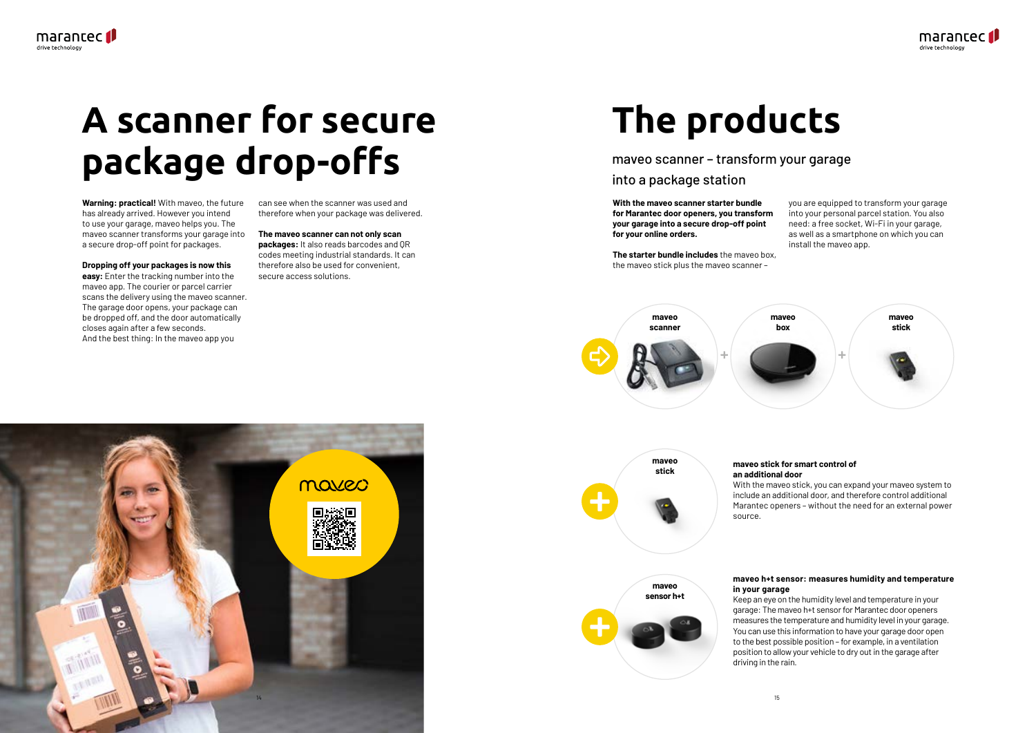# A scanner for secure package drop-offs

**Warning: practical!** With maveo, the future has already arrived. However you intend to use your garage, maveo helps you. The maveo scanner transforms your garage into a secure drop-off point for packages.

**Dropping off your packages is now this easy:** Enter the tracking number into the maveo app. The courier or parcel carrier scans the delivery using the maveo scanner. The garage door opens, your package can be dropped off, and the door automatically closes again after a few seconds. And the best thing: In the maveo app you can see when the scanner was used and therefore when your package was delivered.

**The maveo scanner can not only scan packages:** It also reads barcodes and QR codes meeting industrial standards. It can therefore also be used for convenient, secure access solutions.

# The products

## maveo scanner – transform your garage into a package station

**With the maveo scanner starter bundle for Marantec door openers, you transform your garage into a secure drop-off point for your online orders.**

**The starter bundle includes** the maveo box, the maveo stick plus the maveo scanner – you are equipped to transform your garage into your personal parcel station. You also need: a free socket, Wi-Fi in your garage, as well as a smartphone on which you can install the maveo app.

**maveo scanner** + **maveo box** + **maveo stick**

**maveo stick**

**maveo stick for smart control of an additional door**
With the maveo stick, you can expand your maveo system to include an additional door, and therefore control additional Marantec openers – without the need for an external power source.

**maveo sensor h+t**

**maveo h+t sensor: measures humidity and temperature in your garage**
Keep an eye on the humidity level and temperature in your garage: The maveo h+t sensor for Marantec door openers measures the temperature and humidity level in your garage. You can use this information to have your garage door open to the best possible position – for example, in a ventilation position to allow your vehicle to dry out in the garage after driving in the rain.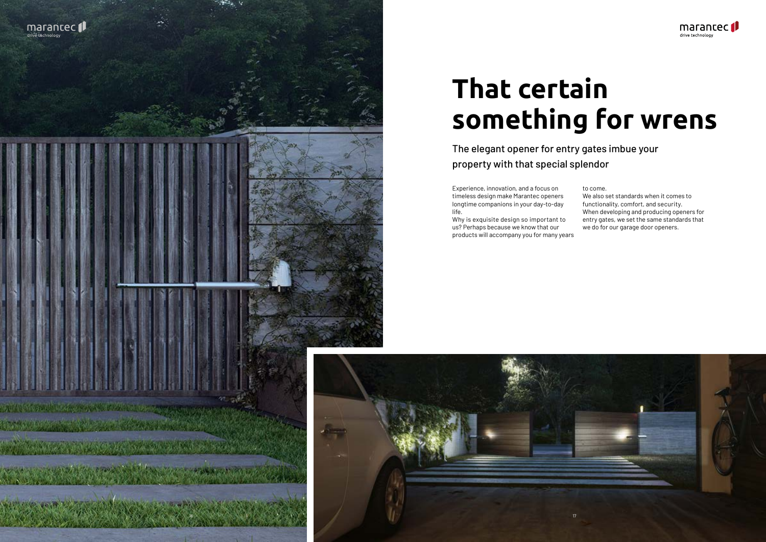# That certain something for wrens

## The elegant opener for entry gates imbue your property with that special splendor

Experience, innovation, and a focus on timeless design make Marantec openers longtime companions in your day-to-day life.
Why is exquisite design so important to us? Perhaps because we know that our products will accompany you for many years to come.
We also set standards when it comes to functionality, comfort, and security.
When developing and producing openers for entry gates, we set the same standards that we do for our garage door openers.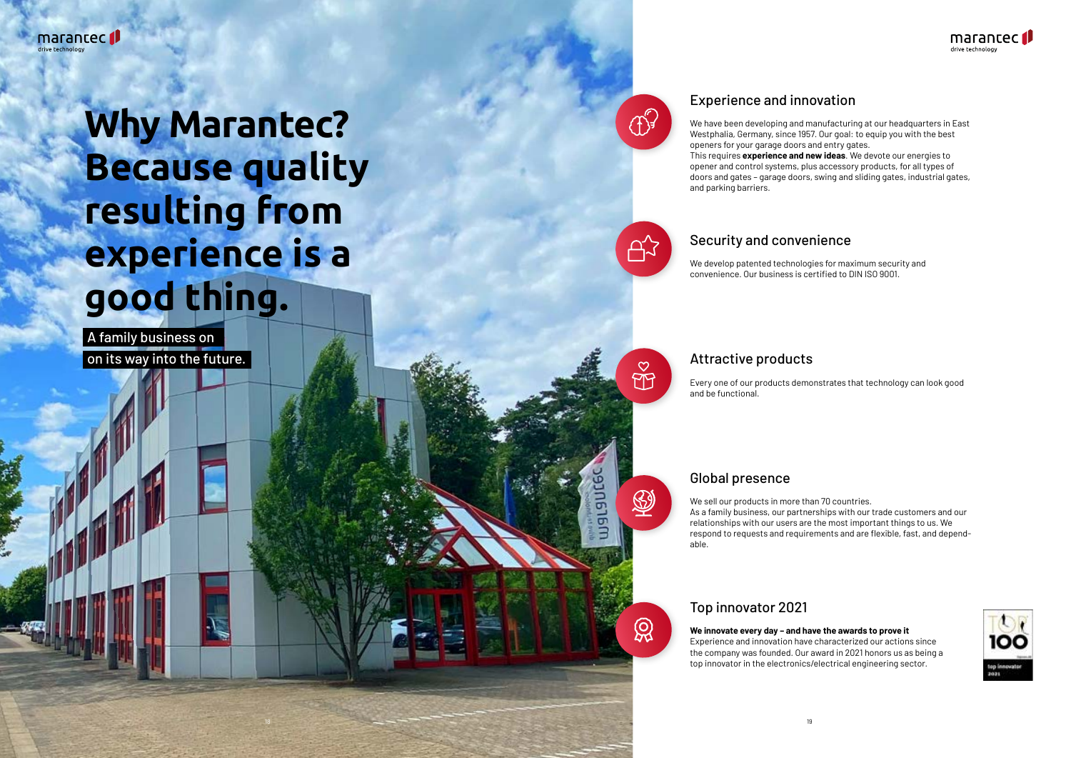# Why Marantec? Because quality resulting from experience is a good thing.

A family business on on its way into the future.

## Experience and innovation

We have been developing and manufacturing at our headquarters in East Westphalia, Germany, since 1957. Our goal: to equip you with the best openers for your garage doors and entry gates.
This requires **experience and new ideas**. We devote our energies to opener and control systems, plus accessory products, for all types of doors and gates – garage doors, swing and sliding gates, industrial gates, and parking barriers.

## Security and convenience

We develop patented technologies for maximum security and convenience. Our business is certified to DIN ISO 9001.

## Attractive products

Every one of our products demonstrates that technology can look good and be functional.

## Global presence

We sell our products in more than 70 countries.
As a family business, our partnerships with our trade customers and our relationships with our users are the most important things to us. We respond to requests and requirements and are flexible, fast, and dependable.

## Top innovator 2021

**We innovate every day – and have the awards to prove it**
Experience and innovation have characterized our actions since the company was founded. Our award in 2021 honors us as being a top innovator in the electronics/electrical engineering sector.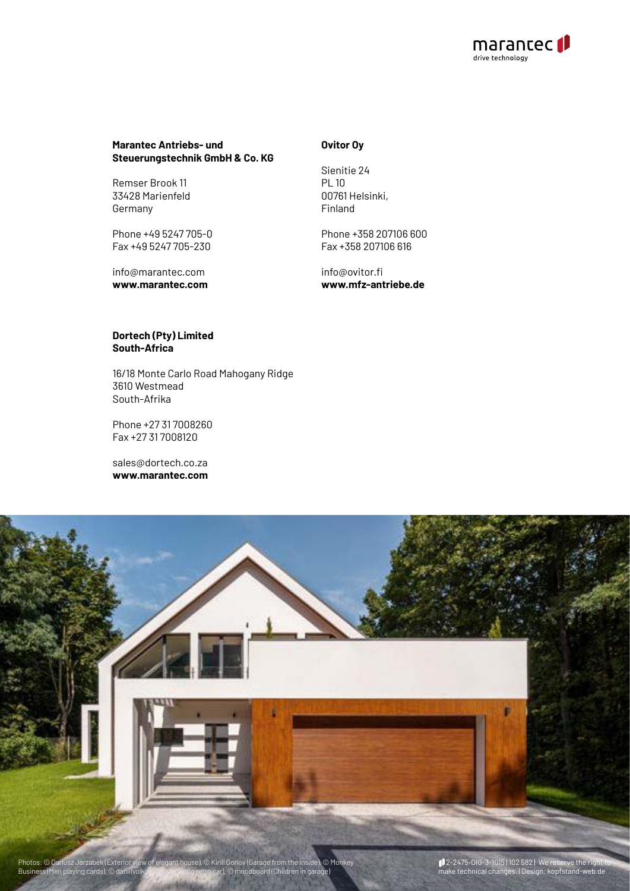marantec drive technology

**Marantec Antriebs- und Steuerungstechnik GmbH & Co. KG**

Remser Brook 11
33428 Marienfeld
Germany

Phone +49 5247 705-0
Fax +49 5247 705-230

info@marantec.com
**www.marantec.com**

**Ovitor Oy**

Sienitie 24
PL 10
00761 Helsinki,
Finland

Phone +358 207106 600
Fax +358 207106 616

info@ovitor.fi
**www.mfz-antriebe.de**

**Dortech (Pty) Limited South-Africa**

16/18 Monte Carlo Road Mahogany Ridge
3610 Westmead
South-Afrika

Phone +27 31 7008260
Fax +27 31 7008120

sales@dortech.co.za
**www.marantec.com**

Photos: © Dariusz Jarzabek (Exterior view of elegant house), © Kirill Gorlov (Garage from the inside), © Monkey Business (Men playing cards), © daniilvolkov (Restoring retro car), © moodboard (Children in garage)

2-2475-DIG-3-1015 | 102 582 | We reserve the right to make technical changes. | Design: kopfstand-web.de